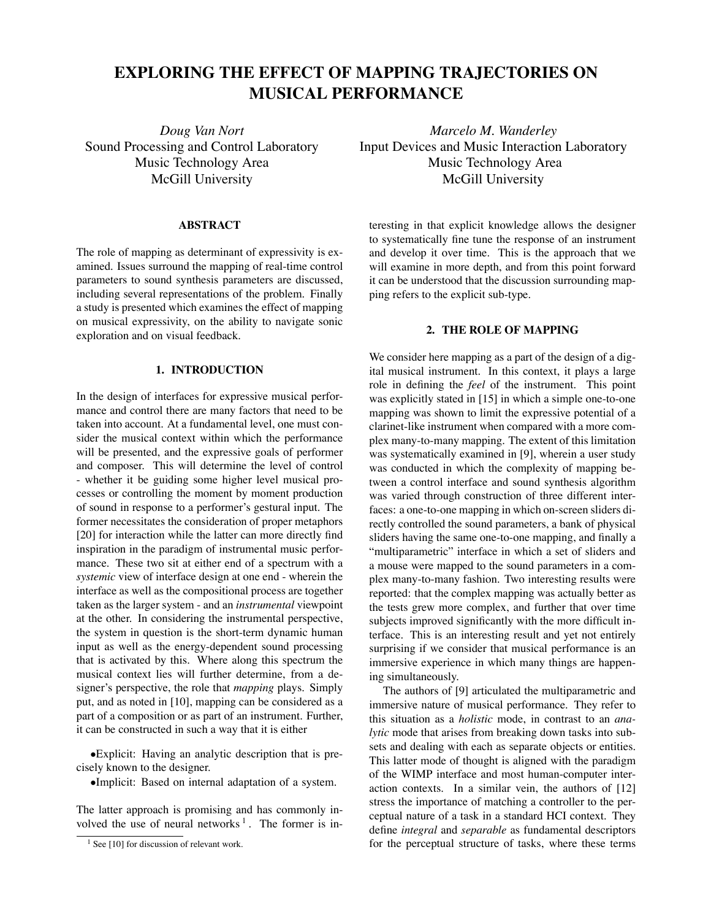# EXPLORING THE EFFECT OF MAPPING TRAJECTORIES ON MUSICAL PERFORMANCE

*Doug Van Nort*
Sound Processing and Control Laboratory
Music Technology Area
McGill University

*Marcelo M. Wanderley*
Input Devices and Music Interaction Laboratory
Music Technology Area
McGill University

## ABSTRACT

The role of mapping as determinant of expressivity is examined. Issues surround the mapping of real-time control parameters to sound synthesis parameters are discussed, including several representations of the problem. Finally a study is presented which examines the effect of mapping on musical expressivity, on the ability to navigate sonic exploration and on visual feedback.

## 1. INTRODUCTION

In the design of interfaces for expressive musical performance and control there are many factors that need to be taken into account. At a fundamental level, one must consider the musical context within which the performance will be presented, and the expressive goals of performer and composer. This will determine the level of control - whether it be guiding some higher level musical processes or controlling the moment by moment production of sound in response to a performer's gestural input. The former necessitates the consideration of proper metaphors [20] for interaction while the latter can more directly find inspiration in the paradigm of instrumental music performance. These two sit at either end of a spectrum with a *systemic* view of interface design at one end - wherein the interface as well as the compositional process are together taken as the larger system - and an *instrumental* viewpoint at the other. In considering the instrumental perspective, the system in question is the short-term dynamic human input as well as the energy-dependent sound processing that is activated by this. Where along this spectrum the musical context lies will further determine, from a designer's perspective, the role that *mapping* plays. Simply put, and as noted in [10], mapping can be considered as a part of a composition or as part of an instrument. Further, it can be constructed in such a way that it is either

- Explicit: Having an analytic description that is precisely known to the designer.
- Implicit: Based on internal adaptation of a system.

The latter approach is promising and has commonly involved the use of neural networks [1]. The former is interesting in that explicit knowledge allows the designer to systematically fine tune the response of an instrument and develop it over time. This is the approach that we will examine in more depth, and from this point forward it can be understood that the discussion surrounding mapping refers to the explicit sub-type.

[1] See [10] for discussion of relevant work.

## 2. THE ROLE OF MAPPING

We consider here mapping as a part of the design of a digital musical instrument. In this context, it plays a large role in defining the *feel* of the instrument. This point was explicitly stated in [15] in which a simple one-to-one mapping was shown to limit the expressive potential of a clarinet-like instrument when compared with a more complex many-to-many mapping. The extent of this limitation was systematically examined in [9], wherein a user study was conducted in which the complexity of mapping between a control interface and sound synthesis algorithm was varied through construction of three different interfaces: a one-to-one mapping in which on-screen sliders directly controlled the sound parameters, a bank of physical sliders having the same one-to-one mapping, and finally a "multiparametric" interface in which a set of sliders and a mouse were mapped to the sound parameters in a complex many-to-many fashion. Two interesting results were reported: that the complex mapping was actually better as the tests grew more complex, and further that over time subjects improved significantly with the more difficult interface. This is an interesting result and yet not entirely surprising if we consider that musical performance is an immersive experience in which many things are happening simultaneously.

The authors of [9] articulated the multiparametric and immersive nature of musical performance. They refer to this situation as a *holistic* mode, in contrast to an *analytic* mode that arises from breaking down tasks into subsets and dealing with each as separate objects or entities. This latter mode of thought is aligned with the paradigm of the WIMP interface and most human-computer interaction contexts. In a similar vein, the authors of [12] stress the importance of matching a controller to the perceptual nature of a task in a standard HCI context. They define *integral* and *separable* as fundamental descriptors for the perceptual structure of tasks, where these terms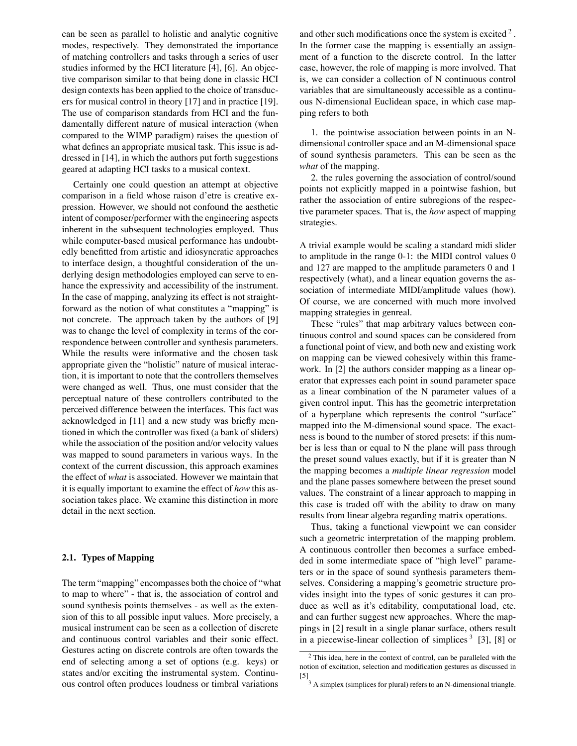can be seen as parallel to holistic and analytic cognitive modes, respectively. They demonstrated the importance of matching controllers and tasks through a series of user studies informed by the HCI literature [4], [6]. An objective comparison similar to that being done in classic HCI design contexts has been applied to the choice of transducers for musical control in theory [17] and in practice [19]. The use of comparison standards from HCI and the fundamentally different nature of musical interaction (when compared to the WIMP paradigm) raises the question of what defines an appropriate musical task. This issue is addressed in [14], in which the authors put forth suggestions geared at adapting HCI tasks to a musical context.

Certainly one could question an attempt at objective comparison in a field whose raison d'etre is creative expression. However, we should not confound the aesthetic intent of composer/performer with the engineering aspects inherent in the subsequent technologies employed. Thus while computer-based musical performance has undoubtedly benefitted from artistic and idiosyncratic approaches to interface design, a thoughtful consideration of the underlying design methodologies employed can serve to enhance the expressivity and accessibility of the instrument. In the case of mapping, analyzing its effect is not straightforward as the notion of what constitutes a "mapping" is not concrete. The approach taken by the authors of [9] was to change the level of complexity in terms of the correspondence between controller and synthesis parameters. While the results were informative and the chosen task appropriate given the "holistic" nature of musical interaction, it is important to note that the controllers themselves were changed as well. Thus, one must consider that the perceptual nature of these controllers contributed to the perceived difference between the interfaces. This fact was acknowledged in [11] and a new study was briefly mentioned in which the controller was fixed (a bank of sliders) while the association of the position and/or velocity values was mapped to sound parameters in various ways. In the context of the current discussion, this approach examines the effect of *what* is associated. However we maintain that it is equally important to examine the effect of *how* this association takes place. We examine this distinction in more detail in the next section.

### 2.1. Types of Mapping

The term "mapping" encompasses both the choice of "what to map to where" - that is, the association of control and sound synthesis points themselves - as well as the extension of this to all possible input values. More precisely, a musical instrument can be seen as a collection of discrete and continuous control variables and their sonic effect. Gestures acting on discrete controls are often towards the end of selecting among a set of options (e.g. keys) or states and/or exciting the instrumental system. Continuous control often produces loudness or timbral variations and other such modifications once the system is excited [2]. In the former case the mapping is essentially an assignment of a function to the discrete control. In the latter case, however, the role of mapping is more involved. That is, we can consider a collection of N continuous control variables that are simultaneously accessible as a continuous N-dimensional Euclidean space, in which case mapping refers to both

1. the pointwise association between points in an N-dimensional controller space and an M-dimensional space of sound synthesis parameters. This can be seen as the *what* of the mapping.

2. the rules governing the association of control/sound points not explicitly mapped in a pointwise fashion, but rather the association of entire subregions of the respective parameter spaces. That is, the *how* aspect of mapping strategies.

A trivial example would be scaling a standard midi slider to amplitude in the range 0-1: the MIDI control values 0 and 127 are mapped to the amplitude parameters 0 and 1 respectively (what), and a linear equation governs the association of intermediate MIDI/amplitude values (how). Of course, we are concerned with much more involved mapping strategies in genreal.

These "rules" that map arbitrary values between continuous control and sound spaces can be considered from a functional point of view, and both new and existing work on mapping can be viewed cohesively within this framework. In [2] the authors consider mapping as a linear operator that expresses each point in sound parameter space as a linear combination of the N parameter values of a given control input. This has the geometric interpretation of a hyperplane which represents the control "surface" mapped into the M-dimensional sound space. The exactness is bound to the number of stored presets: if this number is less than or equal to N the plane will pass through the preset sound values exactly, but if it is greater than N the mapping becomes a *multiple linear regression* model and the plane passes somewhere between the preset sound values. The constraint of a linear approach to mapping in this case is traded off with the ability to draw on many results from linear algebra regarding matrix operations.

Thus, taking a functional viewpoint we can consider such a geometric interpretation of the mapping problem. A continuous controller then becomes a surface embedded in some intermediate space of "high level" parameters or in the space of sound synthesis parameters themselves. Considering a mapping's geometric structure provides insight into the types of sonic gestures it can produce as well as it's editability, computational load, etc. and can further suggest new approaches. Where the mappings in [2] result in a single planar surface, others result in a piecewise-linear collection of simplices [3] [3], [8] or

[2] This idea, here in the context of control, can be paralleled with the notion of excitation, selection and modification gestures as discussed in [5]

[3] A simplex (simplices for plural) refers to an N-dimensional triangle.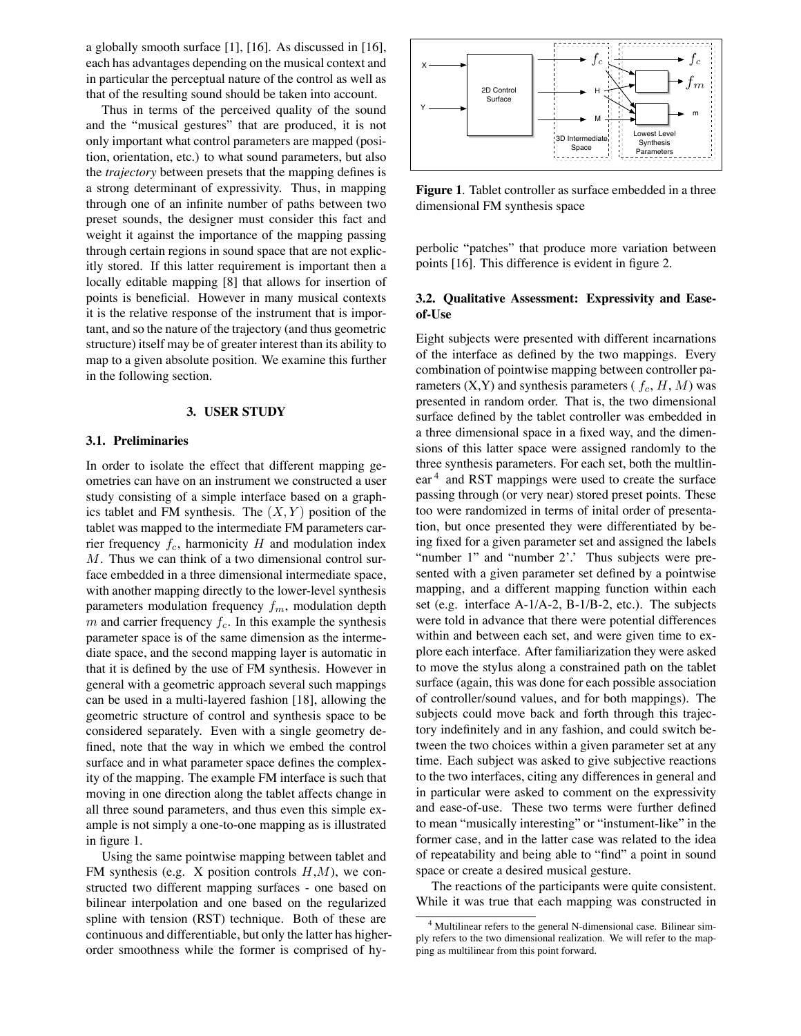a globally smooth surface [1], [16]. As discussed in [16], each has advantages depending on the musical context and in particular the perceptual nature of the control as well as that of the resulting sound should be taken into account.

Thus in terms of the perceived quality of the sound and the "musical gestures" that are produced, it is not only important what control parameters are mapped (position, orientation, etc.) to what sound parameters, but also the *trajectory* between presets that the mapping defines is a strong determinant of expressivity. Thus, in mapping through one of an infinite number of paths between two preset sounds, the designer must consider this fact and weight it against the importance of the mapping passing through certain regions in sound space that are not explicitly stored. If this latter requirement is important then a locally editable mapping [8] that allows for insertion of points is beneficial. However in many musical contexts it is the relative response of the instrument that is important, and so the nature of the trajectory (and thus geometric structure) itself may be of greater interest than its ability to map to a given absolute position. We examine this further in the following section.

## 3. USER STUDY

### 3.1. Preliminaries

In order to isolate the effect that different mapping geometries can have on an instrument we constructed a user study consisting of a simple interface based on a graphics tablet and FM synthesis. The $(X, Y)$ position of the tablet was mapped to the intermediate FM parameters carrier frequency $f_c$, harmonicity $H$ and modulation index $M$. Thus we can think of a two dimensional control surface embedded in a three dimensional intermediate space, with another mapping directly to the lower-level synthesis parameters modulation frequency $f_m$, modulation depth $m$ and carrier frequency $f_c$. In this example the synthesis parameter space is of the same dimension as the intermediate space, and the second mapping layer is automatic in that it is defined by the use of FM synthesis. However in general with a geometric approach several such mappings can be used in a multi-layered fashion [18], allowing the geometric structure of control and synthesis space to be considered separately. Even with a single geometry defined, note that the way in which we embed the control surface and in what parameter space defines the complexity of the mapping. The example FM interface is such that moving in one direction along the tablet affects change in all three sound parameters, and thus even this simple example is not simply a one-to-one mapping as is illustrated in figure 1.

Using the same pointwise mapping between tablet and FM synthesis (e.g. X position controls $H$,$M$), we constructed two different mapping surfaces - one based on bilinear interpolation and one based on the regularized spline with tension (RST) technique. Both of these are continuous and differentiable, but only the latter has higher-order smoothness while the former is comprised of hyperbolic "patches" that produce more variation between points [16]. This difference is evident in figure 2.

**Figure 1**. Tablet controller as surface embedded in a three dimensional FM synthesis space

### 3.2. Qualitative Assessment: Expressivity and Ease-of-Use

Eight subjects were presented with different incarnations of the interface as defined by the two mappings. Every combination of pointwise mapping between controller parameters (X,Y) and synthesis parameters ( $f_c$, $H$, $M$) was presented in random order. That is, the two dimensional surface defined by the tablet controller was embedded in a three dimensional space in a fixed way, and the dimensions of this latter space were assigned randomly to the three synthesis parameters. For each set, both the multlinear [4] and RST mappings were used to create the surface passing through (or very near) stored preset points. These too were randomized in terms of inital order of presentation, but once presented they were differentiated by being fixed for a given parameter set and assigned the labels "number 1" and "number 2'.' Thus subjects were presented with a given parameter set defined by a pointwise mapping, and a different mapping function within each set (e.g. interface A-1/A-2, B-1/B-2, etc.). The subjects were told in advance that there were potential differences within and between each set, and were given time to explore each interface. After familiarization they were asked to move the stylus along a constrained path on the tablet surface (again, this was done for each possible association of controller/sound values, and for both mappings). The subjects could move back and forth through this trajectory indefinitely and in any fashion, and could switch between the two choices within a given parameter set at any time. Each subject was asked to give subjective reactions to the two interfaces, citing any differences in general and in particular were asked to comment on the expressivity and ease-of-use. These two terms were further defined to mean "musically interesting" or "instument-like" in the former case, and in the latter case was related to the idea of repeatability and being able to "find" a point in sound space or create a desired musical gesture.

The reactions of the participants were quite consistent. While it was true that each mapping was constructed in

[4] Multilinear refers to the general N-dimensional case. Bilinear simply refers to the two dimensional realization. We will refer to the mapping as multilinear from this point forward.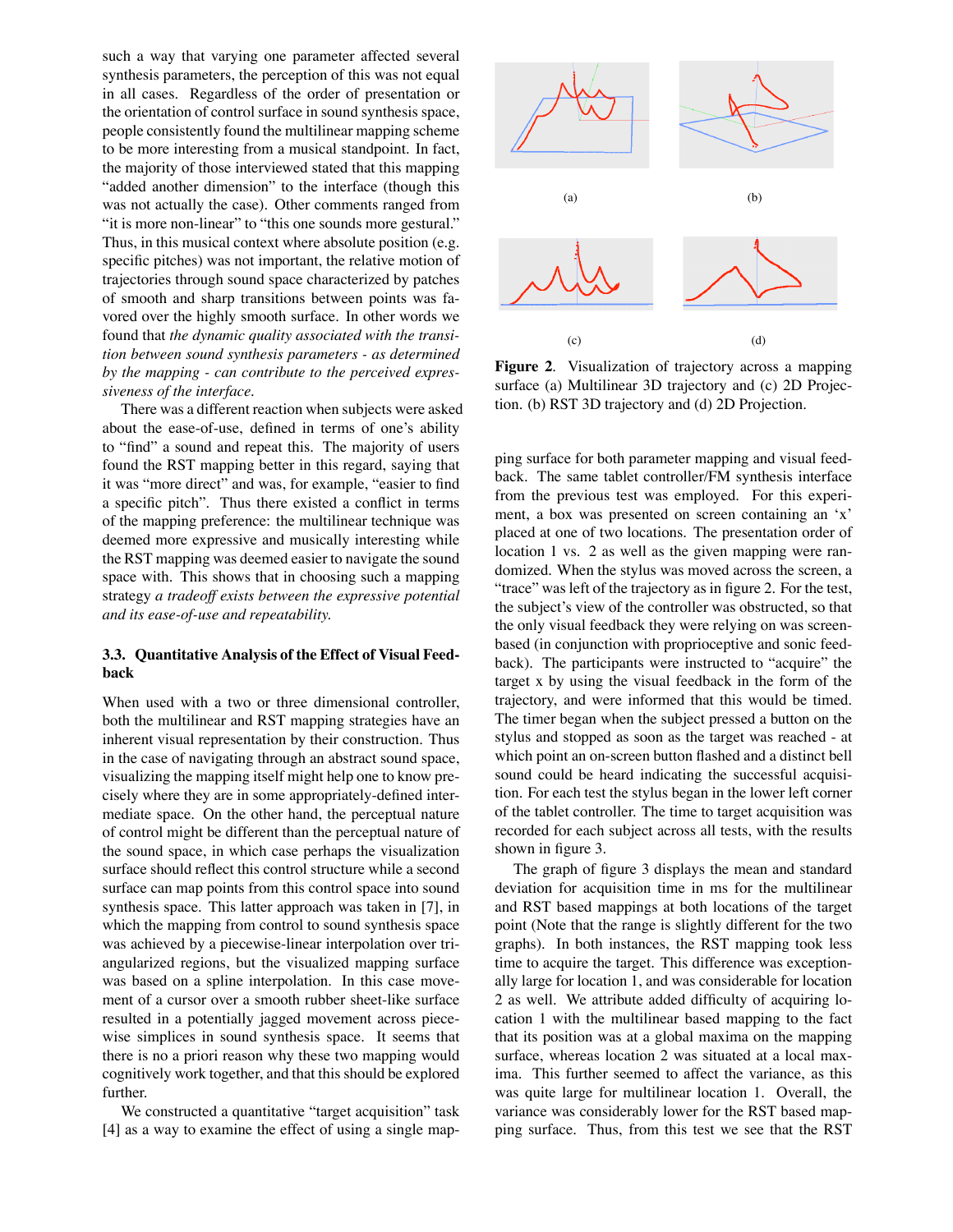such a way that varying one parameter affected several synthesis parameters, the perception of this was not equal in all cases. Regardless of the order of presentation or the orientation of control surface in sound synthesis space, people consistently found the multilinear mapping scheme to be more interesting from a musical standpoint. In fact, the majority of those interviewed stated that this mapping "added another dimension" to the interface (though this was not actually the case). Other comments ranged from "it is more non-linear" to "this one sounds more gestural." Thus, in this musical context where absolute position (e.g. specific pitches) was not important, the relative motion of trajectories through sound space characterized by patches of smooth and sharp transitions between points was favored over the highly smooth surface. In other words we found that *the dynamic quality associated with the transition between sound synthesis parameters - as determined by the mapping - can contribute to the perceived expressiveness of the interface.*

There was a different reaction when subjects were asked about the ease-of-use, defined in terms of one's ability to "find" a sound and repeat this. The majority of users found the RST mapping better in this regard, saying that it was "more direct" and was, for example, "easier to find a specific pitch". Thus there existed a conflict in terms of the mapping preference: the multilinear technique was deemed more expressive and musically interesting while the RST mapping was deemed easier to navigate the sound space with. This shows that in choosing such a mapping strategy *a tradeoff exists between the expressive potential and its ease-of-use and repeatability.*

### 3.3. Quantitative Analysis of the Effect of Visual Feedback

When used with a two or three dimensional controller, both the multilinear and RST mapping strategies have an inherent visual representation by their construction. Thus in the case of navigating through an abstract sound space, visualizing the mapping itself might help one to know precisely where they are in some appropriately-defined intermediate space. On the other hand, the perceptual nature of control might be different than the perceptual nature of the sound space, in which case perhaps the visualization surface should reflect this control structure while a second surface can map points from this control space into sound synthesis space. This latter approach was taken in [7], in which the mapping from control to sound synthesis space was achieved by a piecewise-linear interpolation over triangularized regions, but the visualized mapping surface was based on a spline interpolation. In this case movement of a cursor over a smooth rubber sheet-like surface resulted in a potentially jagged movement across piecewise simplices in sound synthesis space. It seems that there is no a priori reason why these two mapping would cognitively work together, and that this should be explored further.

We constructed a quantitative "target acquisition" task [4] as a way to examine the effect of using a single mapping surface for both parameter mapping and visual feedback. The same tablet controller/FM synthesis interface from the previous test was employed. For this experiment, a box was presented on screen containing an 'x' placed at one of two locations. The presentation order of location 1 vs. 2 as well as the given mapping were randomized. When the stylus was moved across the screen, a "trace" was left of the trajectory as in figure 2. For the test, the subject's view of the controller was obstructed, so that the only visual feedback they were relying on was screen-based (in conjunction with proprioceptive and sonic feedback). The participants were instructed to "acquire" the target x by using the visual feedback in the form of the trajectory, and were informed that this would be timed. The timer began when the subject pressed a button on the stylus and stopped as soon as the target was reached - at which point an on-screen button flashed and a distinct bell sound could be heard indicating the successful acquisition. For each test the stylus began in the lower left corner of the tablet controller. The time to target acquisition was recorded for each subject across all tests, with the results shown in figure 3.

(a) (b) (c) (d)

**Figure 2**. Visualization of trajectory across a mapping surface (a) Multilinear 3D trajectory and (c) 2D Projection. (b) RST 3D trajectory and (d) 2D Projection.

The graph of figure 3 displays the mean and standard deviation for acquisition time in ms for the multilinear and RST based mappings at both locations of the target point (Note that the range is slightly different for the two graphs). In both instances, the RST mapping took less time to acquire the target. This difference was exceptionally large for location 1, and was considerable for location 2 as well. We attribute added difficulty of acquiring location 1 with the multilinear based mapping to the fact that its position was at a global maxima on the mapping surface, whereas location 2 was situated at a local maxima. This further seemed to affect the variance, as this was quite large for multilinear location 1. Overall, the variance was considerably lower for the RST based mapping surface. Thus, from this test we see that the RST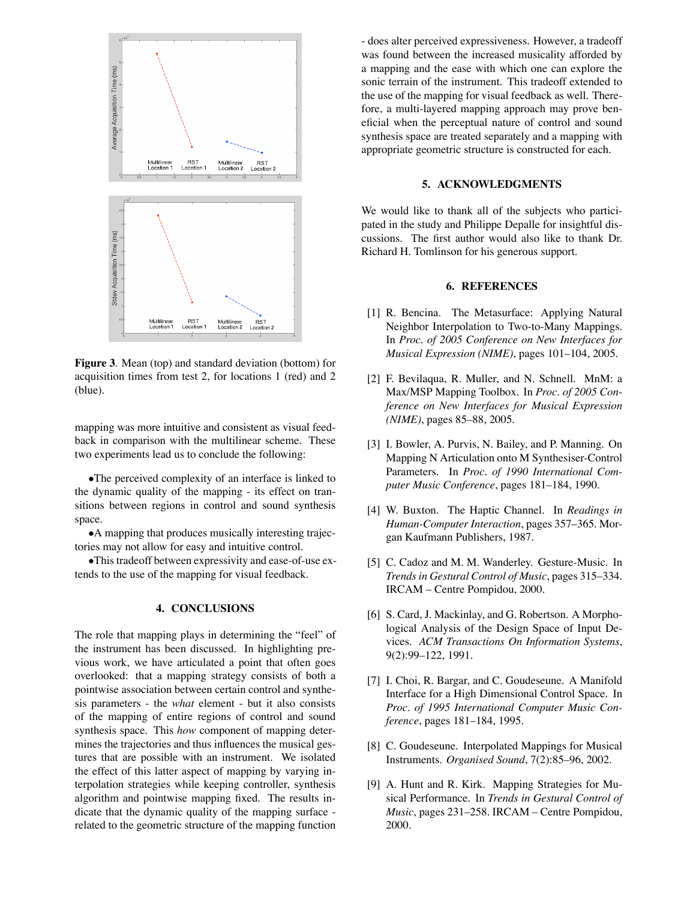**Figure 3**. Mean (top) and standard deviation (bottom) for acquisition times from test 2, for locations 1 (red) and 2 (blue).

mapping was more intuitive and consistent as visual feedback in comparison with the multilinear scheme. These two experiments lead us to conclude the following:

- The perceived complexity of an interface is linked to the dynamic quality of the mapping - its effect on transitions between regions in control and sound synthesis space.
- A mapping that produces musically interesting trajectories may not allow for easy and intuitive control.
- This tradeoff between expressivity and ease-of-use extends to the use of the mapping for visual feedback.

## 4. CONCLUSIONS

The role that mapping plays in determining the "feel" of the instrument has been discussed. In highlighting previous work, we have articulated a point that often goes overlooked: that a mapping strategy consists of both a pointwise association between certain control and synthesis parameters - the *what* element - but it also consists of the mapping of entire regions of control and sound synthesis space. This *how* component of mapping determines the trajectories and thus influences the musical gestures that are possible with an instrument. We isolated the effect of this latter aspect of mapping by varying interpolation strategies while keeping controller, synthesis algorithm and pointwise mapping fixed. The results indicate that the dynamic quality of the mapping surface - related to the geometric structure of the mapping function - does alter perceived expressiveness. However, a tradeoff was found between the increased musicality afforded by a mapping and the ease with which one can explore the sonic terrain of the instrument. This tradeoff extended to the use of the mapping for visual feedback as well. Therefore, a multi-layered mapping approach may prove beneficial when the perceptual nature of control and sound synthesis space are treated separately and a mapping with appropriate geometric structure is constructed for each.

## 5. ACKNOWLEDGMENTS

We would like to thank all of the subjects who participated in the study and Philippe Depalle for insightful discussions. The first author would also like to thank Dr. Richard H. Tomlinson for his generous support.

## 6. REFERENCES

[1] R. Bencina. The Metasurface: Applying Natural Neighbor Interpolation to Two-to-Many Mappings. In *Proc. of 2005 Conference on New Interfaces for Musical Expression (NIME)*, pages 101–104, 2005.

[2] F. Bevilaqua, R. Muller, and N. Schnell. MnM: a Max/MSP Mapping Toolbox. In *Proc. of 2005 Conference on New Interfaces for Musical Expression (NIME)*, pages 85–88, 2005.

[3] I. Bowler, A. Purvis, N. Bailey, and P. Manning. On Mapping N Articulation onto M Synthesiser-Control Parameters. In *Proc. of 1990 International Computer Music Conference*, pages 181–184, 1990.

[4] W. Buxton. The Haptic Channel. In *Readings in Human-Computer Interaction*, pages 357–365. Morgan Kaufmann Publishers, 1987.

[5] C. Cadoz and M. M. Wanderley. Gesture-Music. In *Trends in Gestural Control of Music*, pages 315–334. IRCAM – Centre Pompidou, 2000.

[6] S. Card, J. Mackinlay, and G. Robertson. A Morphological Analysis of the Design Space of Input Devices. *ACM Transactions On Information Systems*, 9(2):99–122, 1991.

[7] I. Choi, R. Bargar, and C. Goudeseune. A Manifold Interface for a High Dimensional Control Space. In *Proc. of 1995 International Computer Music Conference*, pages 181–184, 1995.

[8] C. Goudeseune. Interpolated Mappings for Musical Instruments. *Organised Sound*, 7(2):85–96, 2002.

[9] A. Hunt and R. Kirk. Mapping Strategies for Musical Performance. In *Trends in Gestural Control of Music*, pages 231–258. IRCAM – Centre Pompidou, 2000.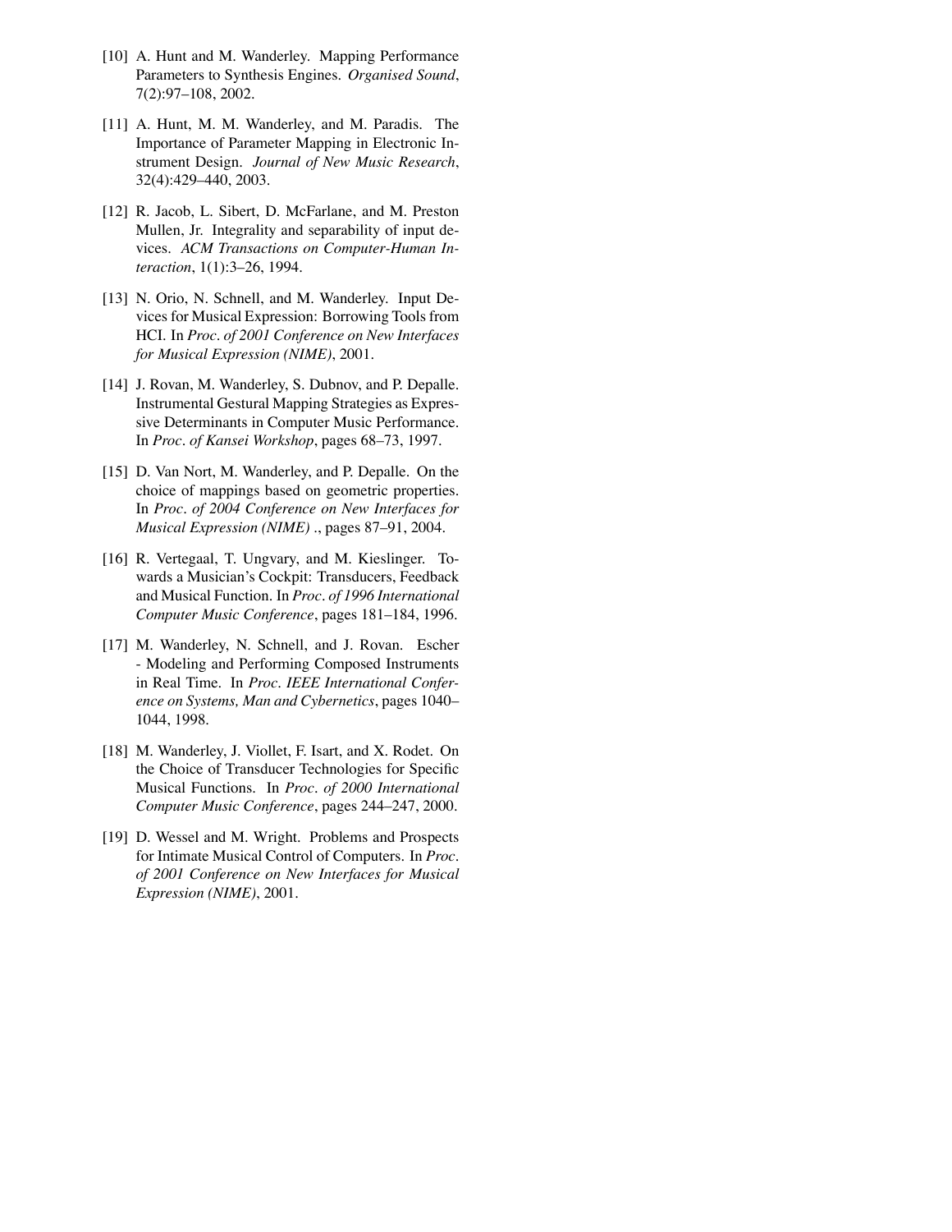[10] A. Hunt and M. Wanderley. Mapping Performance Parameters to Synthesis Engines. *Organised Sound*, 7(2):97–108, 2002.

[11] A. Hunt, M. M. Wanderley, and M. Paradis. The Importance of Parameter Mapping in Electronic Instrument Design. *Journal of New Music Research*, 32(4):429–440, 2003.

[12] R. Jacob, L. Sibert, D. McFarlane, and M. Preston Mullen, Jr. Integrality and separability of input devices. *ACM Transactions on Computer-Human Interaction*, 1(1):3–26, 1994.

[13] N. Orio, N. Schnell, and M. Wanderley. Input Devices for Musical Expression: Borrowing Tools from HCI. In *Proc. of 2001 Conference on New Interfaces for Musical Expression (NIME)*, 2001.

[14] J. Rovan, M. Wanderley, S. Dubnov, and P. Depalle. Instrumental Gestural Mapping Strategies as Expressive Determinants in Computer Music Performance. In *Proc. of Kansei Workshop*, pages 68–73, 1997.

[15] D. Van Nort, M. Wanderley, and P. Depalle. On the choice of mappings based on geometric properties. In *Proc. of 2004 Conference on New Interfaces for Musical Expression (NIME)* ., pages 87–91, 2004.

[16] R. Vertegaal, T. Ungvary, and M. Kieslinger. Towards a Musician's Cockpit: Transducers, Feedback and Musical Function. In *Proc. of 1996 International Computer Music Conference*, pages 181–184, 1996.

[17] M. Wanderley, N. Schnell, and J. Rovan. Escher - Modeling and Performing Composed Instruments in Real Time. In *Proc. IEEE International Conference on Systems, Man and Cybernetics*, pages 1040–1044, 1998.

[18] M. Wanderley, J. Viollet, F. Isart, and X. Rodet. On the Choice of Transducer Technologies for Specific Musical Functions. In *Proc. of 2000 International Computer Music Conference*, pages 244–247, 2000.

[19] D. Wessel and M. Wright. Problems and Prospects for Intimate Musical Control of Computers. In *Proc. of 2001 Conference on New Interfaces for Musical Expression (NIME)*, 2001.